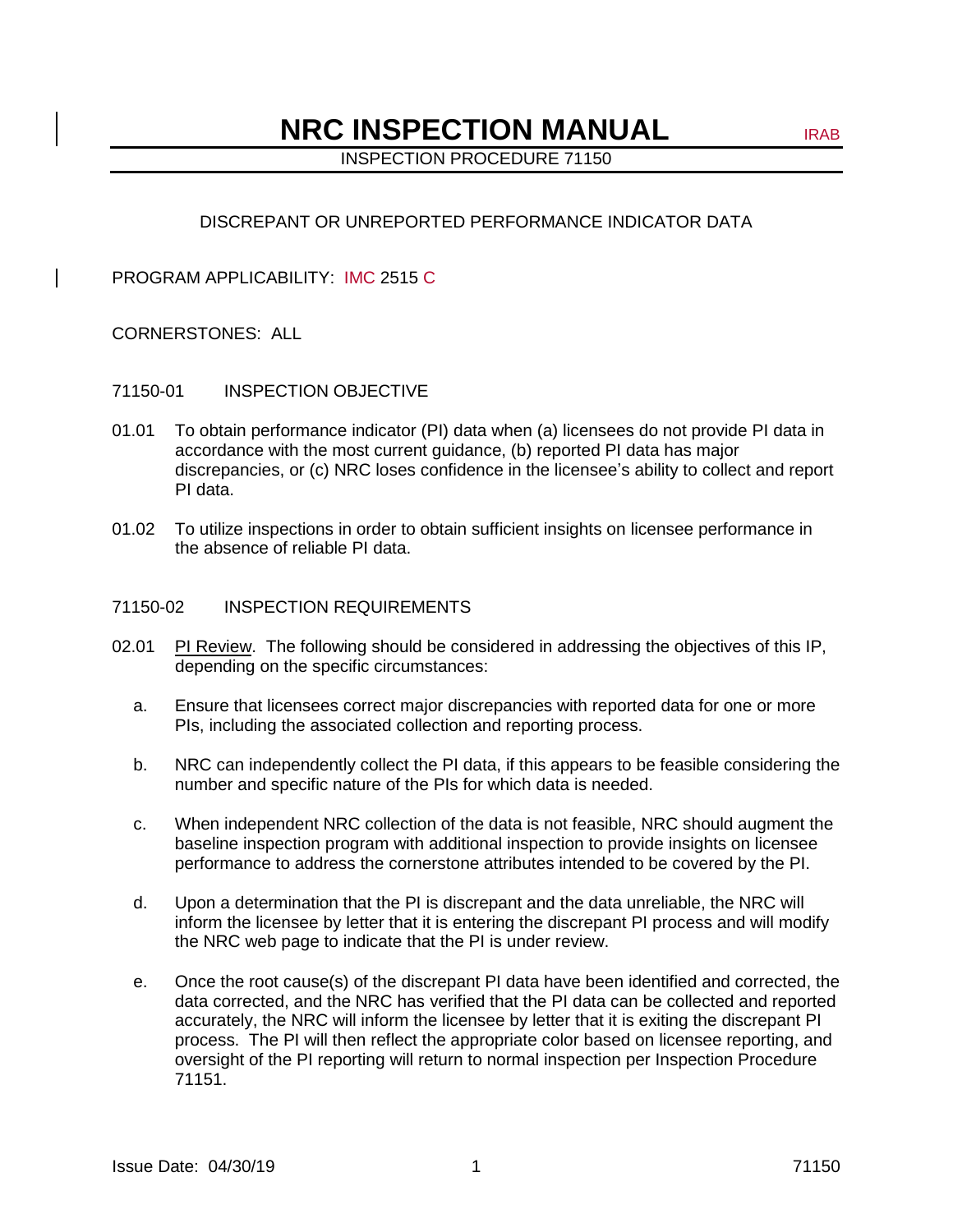# NRC INSPECTION MANUAL

IRAB

INSPECTION PROCEDURE 71150

## DISCREPANT OR UNREPORTED PERFORMANCE INDICATOR DATA

PROGRAM APPLICABILITY: IMC 2515 C

CORNERSTONES: ALL

## 71150-01 INSPECTION OBJECTIVE

01.01 To obtain performance indicator (PI) data when (a) licensees do not provide PI data in accordance with the most current guidance, (b) reported PI data has major discrepancies, or (c) NRC loses confidence in the licensee's ability to collect and report PI data.

01.02 To utilize inspections in order to obtain sufficient insights on licensee performance in the absence of reliable PI data.

## 71150-02 INSPECTION REQUIREMENTS

02.01 PI Review. The following should be considered in addressing the objectives of this IP, depending on the specific circumstances:

a. Ensure that licensees correct major discrepancies with reported data for one or more PIs, including the associated collection and reporting process.

b. NRC can independently collect the PI data, if this appears to be feasible considering the number and specific nature of the PIs for which data is needed.

c. When independent NRC collection of the data is not feasible, NRC should augment the baseline inspection program with additional inspection to provide insights on licensee performance to address the cornerstone attributes intended to be covered by the PI.

d. Upon a determination that the PI is discrepant and the data unreliable, the NRC will inform the licensee by letter that it is entering the discrepant PI process and will modify the NRC web page to indicate that the PI is under review.

e. Once the root cause(s) of the discrepant PI data have been identified and corrected, the data corrected, and the NRC has verified that the PI data can be collected and reported accurately, the NRC will inform the licensee by letter that it is exiting the discrepant PI process. The PI will then reflect the appropriate color based on licensee reporting, and oversight of the PI reporting will return to normal inspection per Inspection Procedure 71151.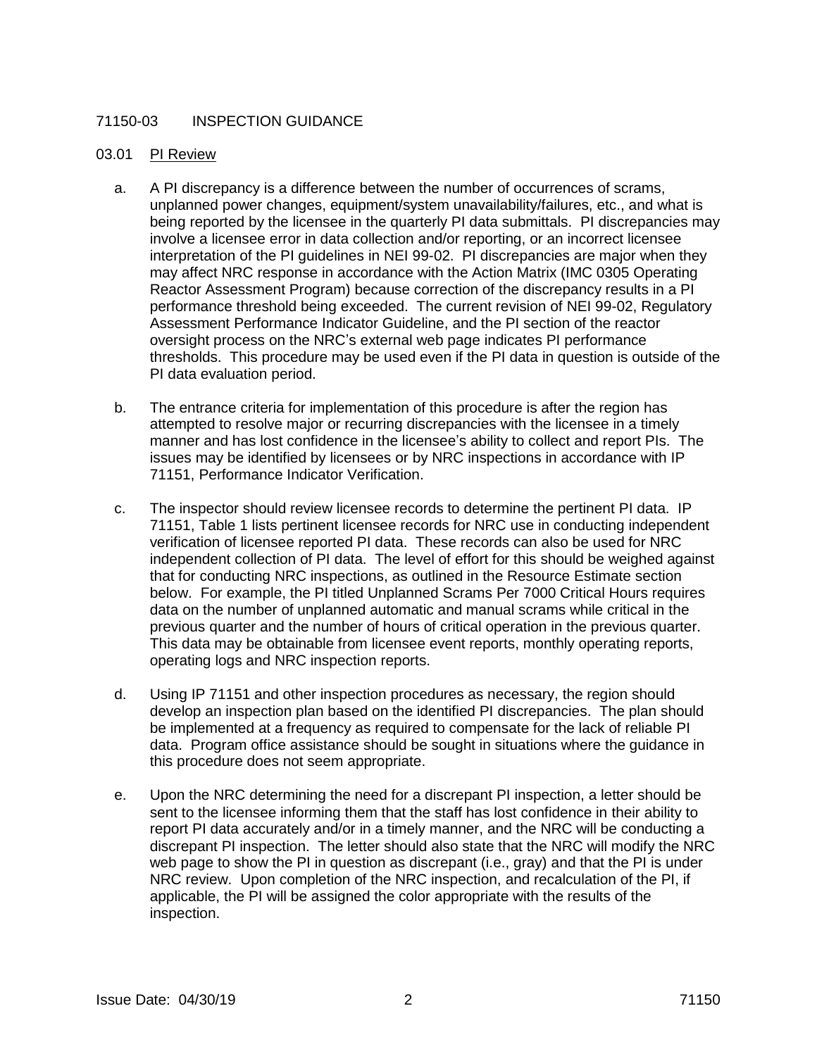## 71150-03 INSPECTION GUIDANCE

### 03.01 PI Review

a. A PI discrepancy is a difference between the number of occurrences of scrams, unplanned power changes, equipment/system unavailability/failures, etc., and what is being reported by the licensee in the quarterly PI data submittals. PI discrepancies may involve a licensee error in data collection and/or reporting, or an incorrect licensee interpretation of the PI guidelines in NEI 99-02. PI discrepancies are major when they may affect NRC response in accordance with the Action Matrix (IMC 0305 Operating Reactor Assessment Program) because correction of the discrepancy results in a PI performance threshold being exceeded. The current revision of NEI 99-02, Regulatory Assessment Performance Indicator Guideline, and the PI section of the reactor oversight process on the NRC's external web page indicates PI performance thresholds. This procedure may be used even if the PI data in question is outside of the PI data evaluation period.

b. The entrance criteria for implementation of this procedure is after the region has attempted to resolve major or recurring discrepancies with the licensee in a timely manner and has lost confidence in the licensee's ability to collect and report PIs. The issues may be identified by licensees or by NRC inspections in accordance with IP 71151, Performance Indicator Verification.

c. The inspector should review licensee records to determine the pertinent PI data. IP 71151, Table 1 lists pertinent licensee records for NRC use in conducting independent verification of licensee reported PI data. These records can also be used for NRC independent collection of PI data. The level of effort for this should be weighed against that for conducting NRC inspections, as outlined in the Resource Estimate section below. For example, the PI titled Unplanned Scrams Per 7000 Critical Hours requires data on the number of unplanned automatic and manual scrams while critical in the previous quarter and the number of hours of critical operation in the previous quarter. This data may be obtainable from licensee event reports, monthly operating reports, operating logs and NRC inspection reports.

d. Using IP 71151 and other inspection procedures as necessary, the region should develop an inspection plan based on the identified PI discrepancies. The plan should be implemented at a frequency as required to compensate for the lack of reliable PI data. Program office assistance should be sought in situations where the guidance in this procedure does not seem appropriate.

e. Upon the NRC determining the need for a discrepant PI inspection, a letter should be sent to the licensee informing them that the staff has lost confidence in their ability to report PI data accurately and/or in a timely manner, and the NRC will be conducting a discrepant PI inspection. The letter should also state that the NRC will modify the NRC web page to show the PI in question as discrepant (i.e., gray) and that the PI is under NRC review. Upon completion of the NRC inspection, and recalculation of the PI, if applicable, the PI will be assigned the color appropriate with the results of the inspection.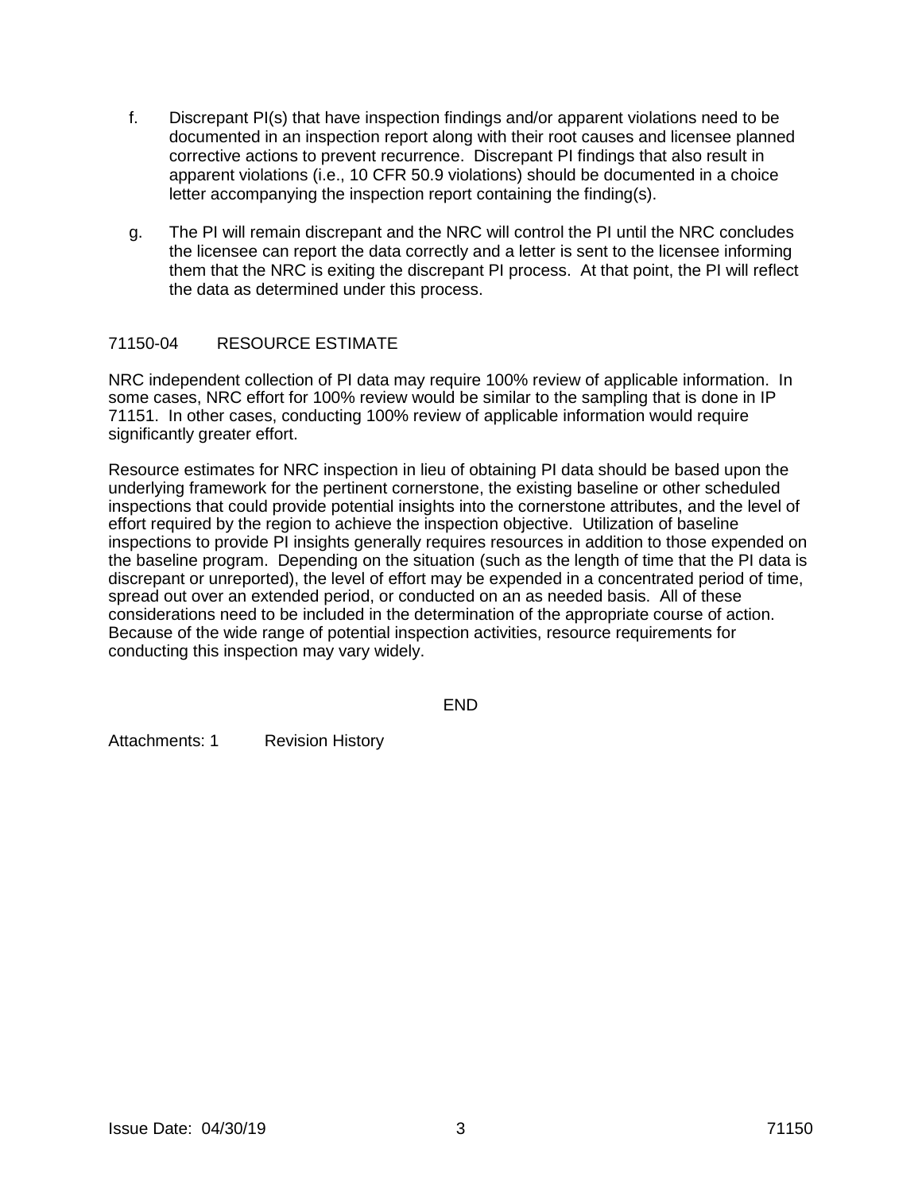f. Discrepant PI(s) that have inspection findings and/or apparent violations need to be documented in an inspection report along with their root causes and licensee planned corrective actions to prevent recurrence. Discrepant PI findings that also result in apparent violations (i.e., 10 CFR 50.9 violations) should be documented in a choice letter accompanying the inspection report containing the finding(s).

g. The PI will remain discrepant and the NRC will control the PI until the NRC concludes the licensee can report the data correctly and a letter is sent to the licensee informing them that the NRC is exiting the discrepant PI process. At that point, the PI will reflect the data as determined under this process.

## 71150-04 RESOURCE ESTIMATE

NRC independent collection of PI data may require 100% review of applicable information. In some cases, NRC effort for 100% review would be similar to the sampling that is done in IP 71151. In other cases, conducting 100% review of applicable information would require significantly greater effort.

Resource estimates for NRC inspection in lieu of obtaining PI data should be based upon the underlying framework for the pertinent cornerstone, the existing baseline or other scheduled inspections that could provide potential insights into the cornerstone attributes, and the level of effort required by the region to achieve the inspection objective. Utilization of baseline inspections to provide PI insights generally requires resources in addition to those expended on the baseline program. Depending on the situation (such as the length of time that the PI data is discrepant or unreported), the level of effort may be expended in a concentrated period of time, spread out over an extended period, or conducted on an as needed basis. All of these considerations need to be included in the determination of the appropriate course of action. Because of the wide range of potential inspection activities, resource requirements for conducting this inspection may vary widely.

END

Attachments: 1 Revision History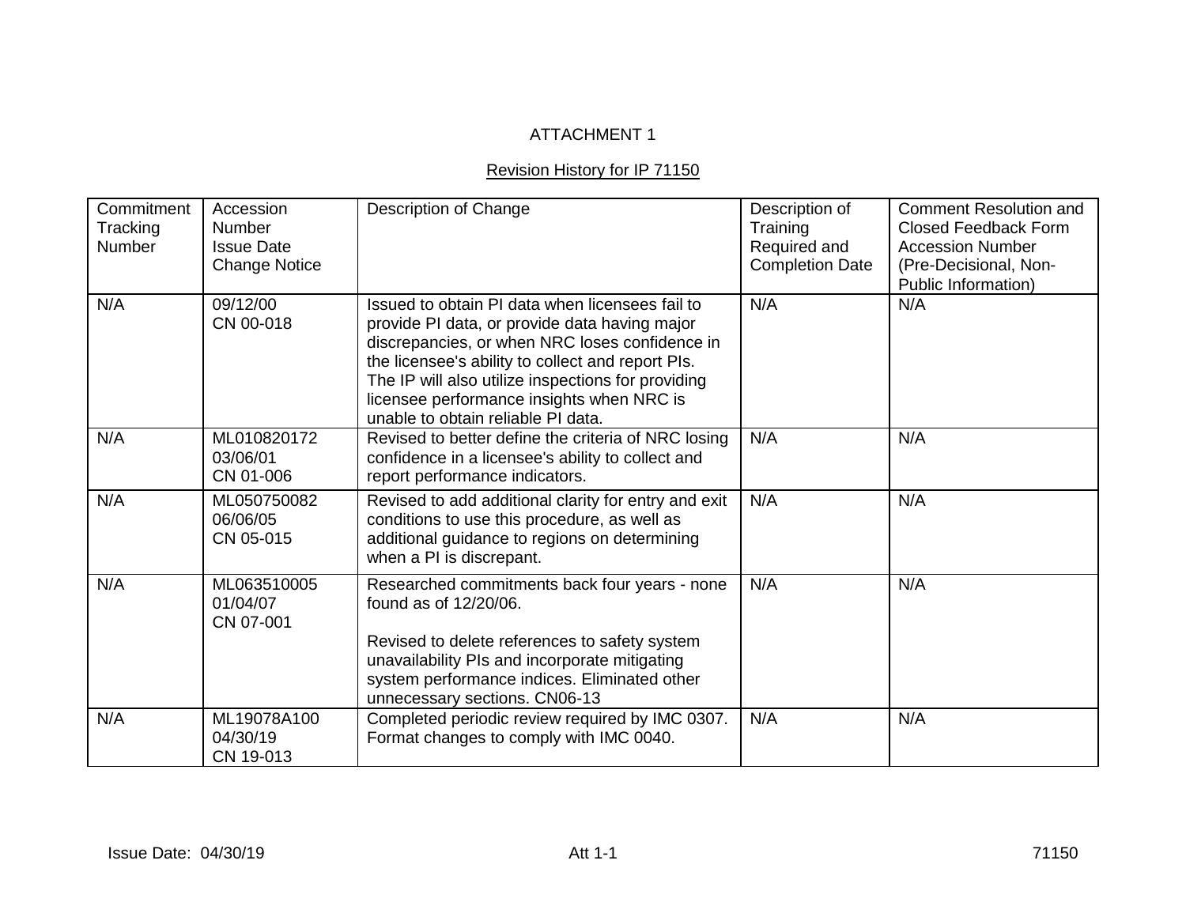ATTACHMENT 1

Revision History for IP 71150

| Commitment Tracking Number | Accession Number Issue Date Change Notice | Description of Change | Description of Training Required and Completion Date | Comment Resolution and Closed Feedback Form Accession Number (Pre-Decisional, Non-Public Information) |
|---|---|---|---|---|
| N/A | 09/12/00<br>CN 00-018 | Issued to obtain PI data when licensees fail to provide PI data, or provide data having major discrepancies, or when NRC loses confidence in the licensee's ability to collect and report PIs. The IP will also utilize inspections for providing licensee performance insights when NRC is unable to obtain reliable PI data. | N/A | N/A |
| N/A | ML010820172<br>03/06/01<br>CN 01-006 | Revised to better define the criteria of NRC losing confidence in a licensee's ability to collect and report performance indicators. | N/A | N/A |
| N/A | ML050750082<br>06/06/05<br>CN 05-015 | Revised to add additional clarity for entry and exit conditions to use this procedure, as well as additional guidance to regions on determining when a PI is discrepant. | N/A | N/A |
| N/A | ML063510005<br>01/04/07<br>CN 07-001 | Researched commitments back four years - none found as of 12/20/06.<br><br>Revised to delete references to safety system unavailability PIs and incorporate mitigating system performance indices. Eliminated other unnecessary sections. CN06-13 | N/A | N/A |
| N/A | ML19078A100<br>04/30/19<br>CN 19-013 | Completed periodic review required by IMC 0307. Format changes to comply with IMC 0040. | N/A | N/A |